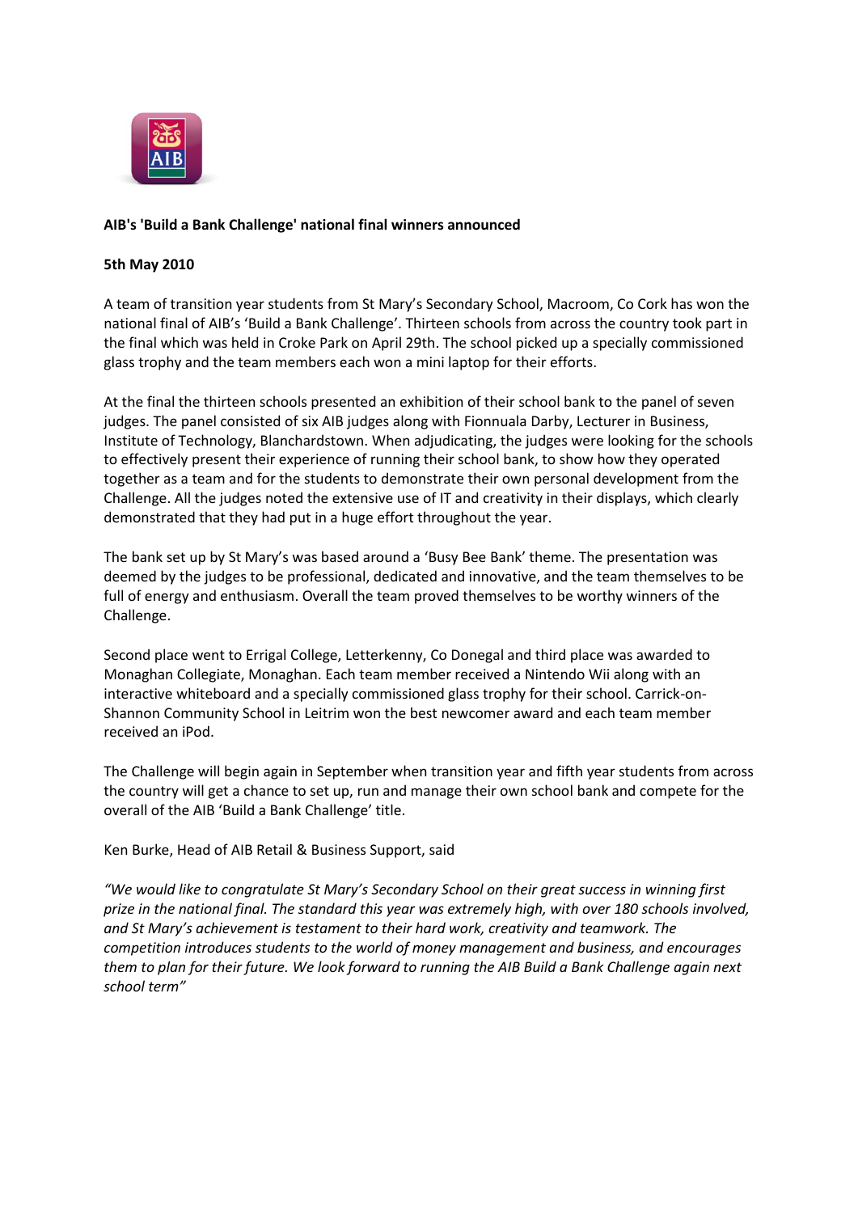**AIB's 'Build a Bank Challenge' national final winners announced**

**5th May 2010**

A team of transition year students from St Mary's Secondary School, Macroom, Co Cork has won the national final of AIB's 'Build a Bank Challenge'. Thirteen schools from across the country took part in the final which was held in Croke Park on April 29th. The school picked up a specially commissioned glass trophy and the team members each won a mini laptop for their efforts.

At the final the thirteen schools presented an exhibition of their school bank to the panel of seven judges. The panel consisted of six AIB judges along with Fionnuala Darby, Lecturer in Business, Institute of Technology, Blanchardstown. When adjudicating, the judges were looking for the schools to effectively present their experience of running their school bank, to show how they operated together as a team and for the students to demonstrate their own personal development from the Challenge. All the judges noted the extensive use of IT and creativity in their displays, which clearly demonstrated that they had put in a huge effort throughout the year.

The bank set up by St Mary's was based around a 'Busy Bee Bank' theme. The presentation was deemed by the judges to be professional, dedicated and innovative, and the team themselves to be full of energy and enthusiasm. Overall the team proved themselves to be worthy winners of the Challenge.

Second place went to Errigal College, Letterkenny, Co Donegal and third place was awarded to Monaghan Collegiate, Monaghan. Each team member received a Nintendo Wii along with an interactive whiteboard and a specially commissioned glass trophy for their school. Carrick-on-Shannon Community School in Leitrim won the best newcomer award and each team member received an iPod.

The Challenge will begin again in September when transition year and fifth year students from across the country will get a chance to set up, run and manage their own school bank and compete for the overall of the AIB 'Build a Bank Challenge' title.

Ken Burke, Head of AIB Retail & Business Support, said

*"We would like to congratulate St Mary's Secondary School on their great success in winning first prize in the national final. The standard this year was extremely high, with over 180 schools involved, and St Mary's achievement is testament to their hard work, creativity and teamwork. The competition introduces students to the world of money management and business, and encourages them to plan for their future. We look forward to running the AIB Build a Bank Challenge again next school term"*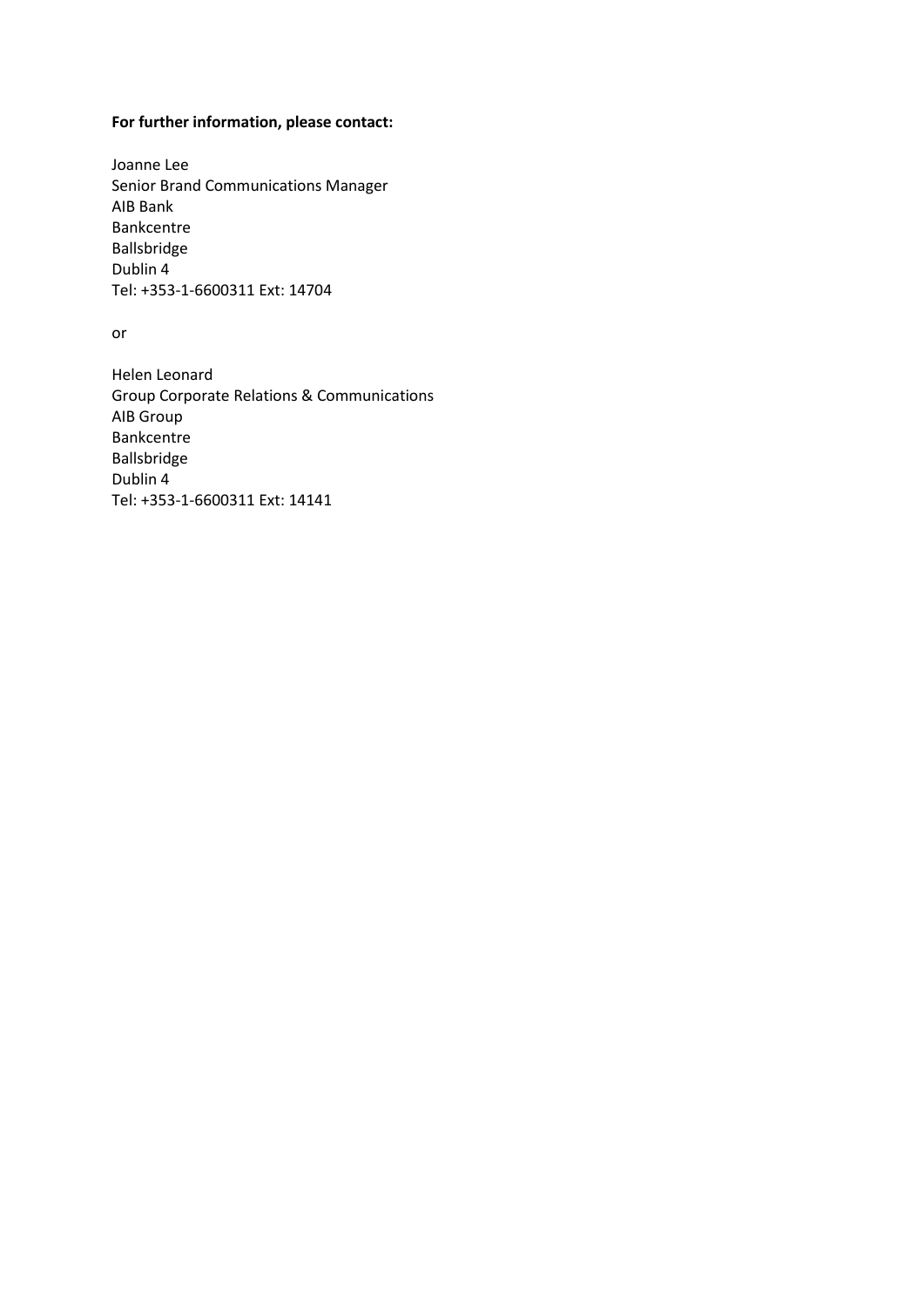**For further information, please contact:**

Joanne Lee  
Senior Brand Communications Manager  
AIB Bank  
Bankcentre  
Ballsbridge  
Dublin 4  
Tel: +353-1-6600311 Ext: 14704

or

Helen Leonard  
Group Corporate Relations & Communications  
AIB Group  
Bankcentre  
Ballsbridge  
Dublin 4  
Tel: +353-1-6600311 Ext: 14141